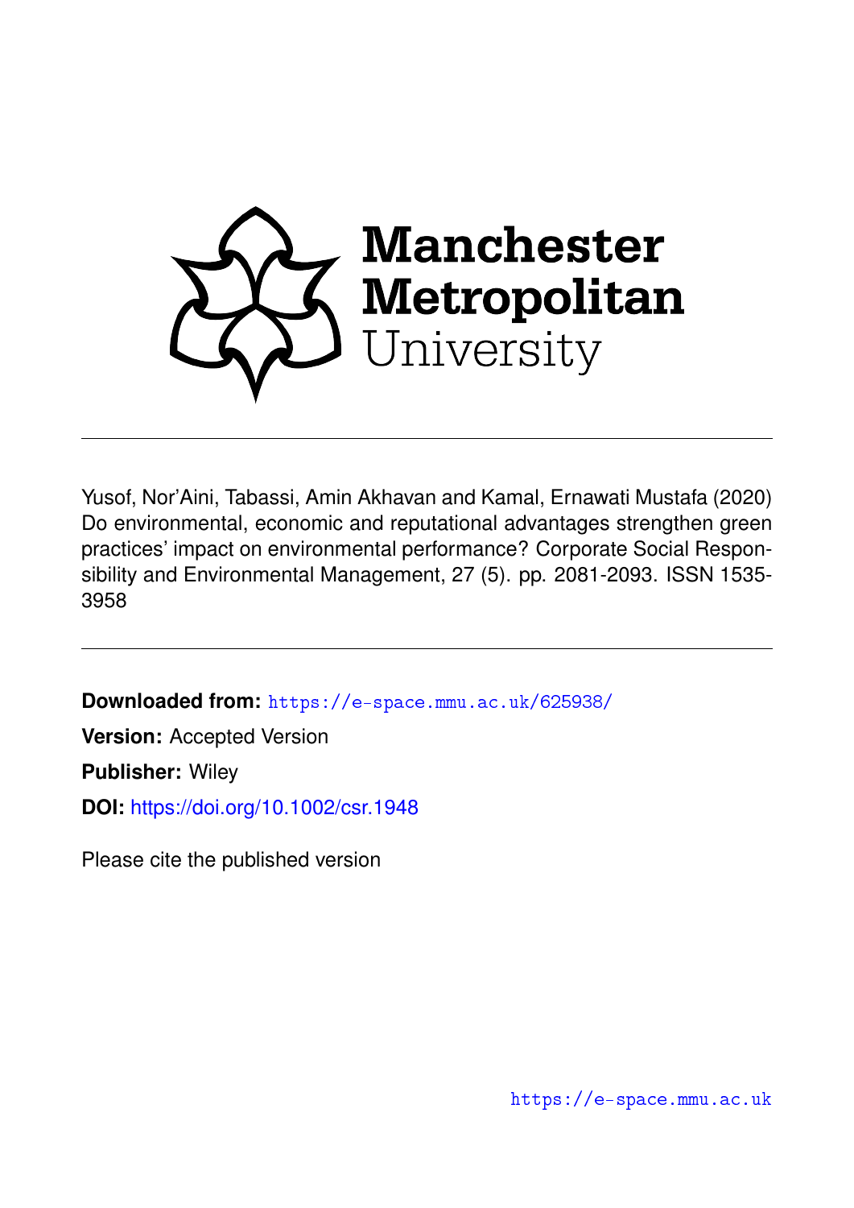# Manchester Metropolitan University

Yusof, Nor'Aini, Tabassi, Amin Akhavan and Kamal, Ernawati Mustafa (2020) Do environmental, economic and reputational advantages strengthen green practices' impact on environmental performance? Corporate Social Responsibility and Environmental Management, 27 (5). pp. 2081-2093. ISSN 1535-3958

---

**Downloaded from:** https://e-space.mmu.ac.uk/625938/

**Version:** Accepted Version

**Publisher:** Wiley

**DOI:** https://doi.org/10.1002/csr.1948

Please cite the published version

https://e-space.mmu.ac.uk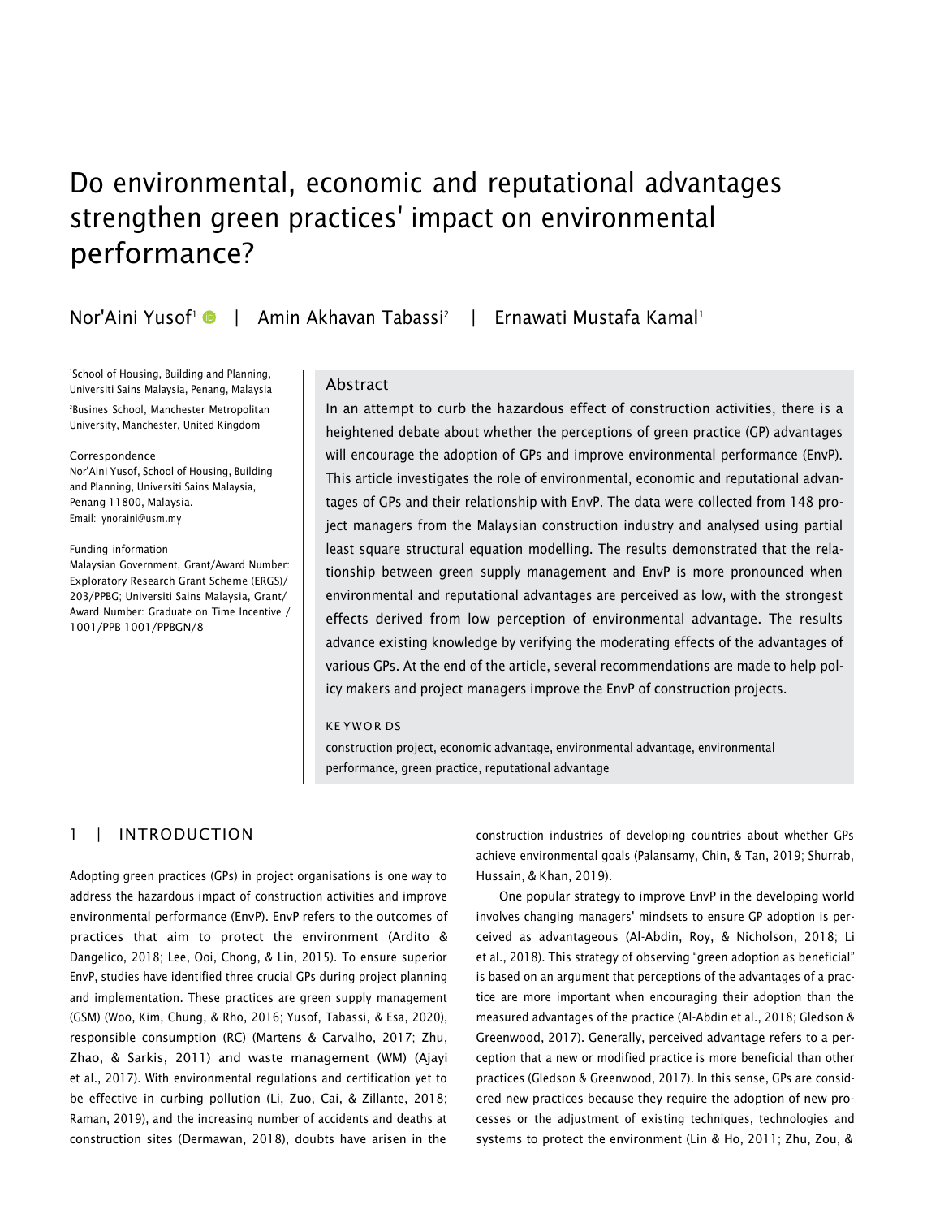# Do environmental, economic and reputational advantages strengthen green practices' impact on environmental performance?

Nor'Aini Yusof[1] | Amin Akhavan Tabassi[2] | Ernawati Mustafa Kamal[1]

[1]School of Housing, Building and Planning, Universiti Sains Malaysia, Penang, Malaysia

[2]Busines School, Manchester Metropolitan University, Manchester, United Kingdom

**Correspondence**
Nor'Aini Yusof, School of Housing, Building and Planning, Universiti Sains Malaysia, Penang 11800, Malaysia.
Email: ynoraini@usm.my

**Funding information**
Malaysian Government, Grant/Award Number: Exploratory Research Grant Scheme (ERGS)/203/PPBG; Universiti Sains Malaysia, Grant/Award Number: Graduate on Time Incentive / 1001/PPB 1001/PPBGN/8

## Abstract

In an attempt to curb the hazardous effect of construction activities, there is a heightened debate about whether the perceptions of green practice (GP) advantages will encourage the adoption of GPs and improve environmental performance (EnvP). This article investigates the role of environmental, economic and reputational advantages of GPs and their relationship with EnvP. The data were collected from 148 project managers from the Malaysian construction industry and analysed using partial least square structural equation modelling. The results demonstrated that the relationship between green supply management and EnvP is more pronounced when environmental and reputational advantages are perceived as low, with the strongest effects derived from low perception of environmental advantage. The results advance existing knowledge by verifying the moderating effects of the advantages of various GPs. At the end of the article, several recommendations are made to help policy makers and project managers improve the EnvP of construction projects.

**KEYWORDS**

construction project, economic advantage, environmental advantage, environmental performance, green practice, reputational advantage

## 1 | INTRODUCTION

Adopting green practices (GPs) in project organisations is one way to address the hazardous impact of construction activities and improve environmental performance (EnvP). EnvP refers to the outcomes of practices that aim to protect the environment (Ardito & Dangelico, 2018; Lee, Ooi, Chong, & Lin, 2015). To ensure superior EnvP, studies have identified three crucial GPs during project planning and implementation. These practices are green supply management (GSM) (Woo, Kim, Chung, & Rho, 2016; Yusof, Tabassi, & Esa, 2020), responsible consumption (RC) (Martens & Carvalho, 2017; Zhu, Zhao, & Sarkis, 2011) and waste management (WM) (Ajayi et al., 2017). With environmental regulations and certification yet to be effective in curbing pollution (Li, Zuo, Cai, & Zillante, 2018; Raman, 2019), and the increasing number of accidents and deaths at construction sites (Dermawan, 2018), doubts have arisen in the construction industries of developing countries about whether GPs achieve environmental goals (Palansamy, Chin, & Tan, 2019; Shurrab, Hussain, & Khan, 2019).

One popular strategy to improve EnvP in the developing world involves changing managers' mindsets to ensure GP adoption is perceived as advantageous (Al-Abdin, Roy, & Nicholson, 2018; Li et al., 2018). This strategy of observing "green adoption as beneficial" is based on an argument that perceptions of the advantages of a practice are more important when encouraging their adoption than the measured advantages of the practice (Al-Abdin et al., 2018; Gledson & Greenwood, 2017). Generally, perceived advantage refers to a perception that a new or modified practice is more beneficial than other practices (Gledson & Greenwood, 2017). In this sense, GPs are considered new practices because they require the adoption of new processes or the adjustment of existing techniques, technologies and systems to protect the environment (Lin & Ho, 2011; Zhu, Zou, &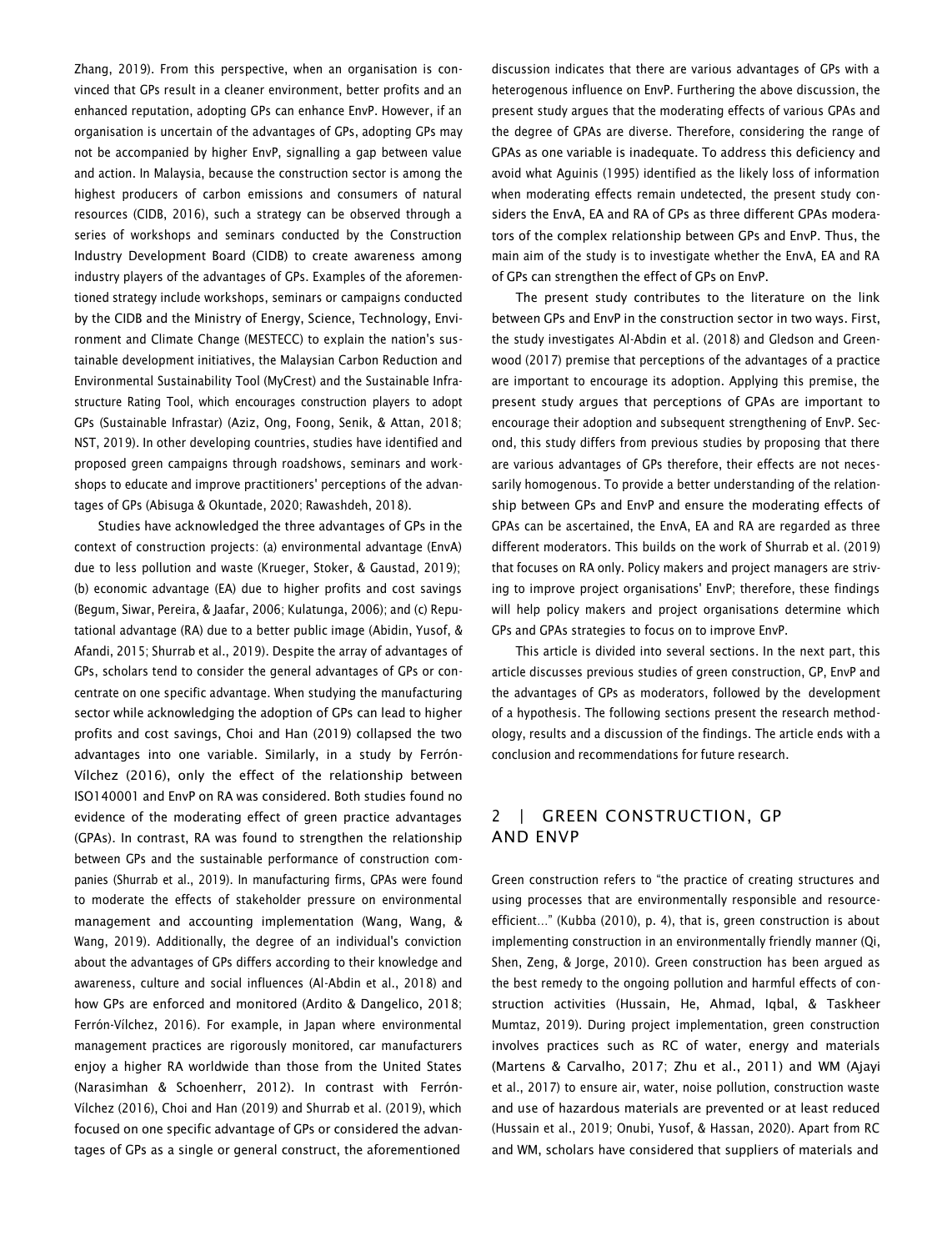Zhang, 2019). From this perspective, when an organisation is convinced that GPs result in a cleaner environment, better profits and an enhanced reputation, adopting GPs can enhance EnvP. However, if an organisation is uncertain of the advantages of GPs, adopting GPs may not be accompanied by higher EnvP, signalling a gap between value and action. In Malaysia, because the construction sector is among the highest producers of carbon emissions and consumers of natural resources (CIDB, 2016), such a strategy can be observed through a series of workshops and seminars conducted by the Construction Industry Development Board (CIDB) to create awareness among industry players of the advantages of GPs. Examples of the aforementioned strategy include workshops, seminars or campaigns conducted by the CIDB and the Ministry of Energy, Science, Technology, Environment and Climate Change (MESTECC) to explain the nation's sustainable development initiatives, the Malaysian Carbon Reduction and Environmental Sustainability Tool (MyCrest) and the Sustainable Infrastructure Rating Tool, which encourages construction players to adopt GPs (Sustainable Infrastar) (Aziz, Ong, Foong, Senik, & Attan, 2018; NST, 2019). In other developing countries, studies have identified and proposed green campaigns through roadshows, seminars and workshops to educate and improve practitioners' perceptions of the advantages of GPs (Abisuga & Okuntade, 2020; Rawashdeh, 2018).

Studies have acknowledged the three advantages of GPs in the context of construction projects: (a) environmental advantage (EnvA) due to less pollution and waste (Krueger, Stoker, & Gaustad, 2019); (b) economic advantage (EA) due to higher profits and cost savings (Begum, Siwar, Pereira, & Jaafar, 2006; Kulatunga, 2006); and (c) Reputational advantage (RA) due to a better public image (Abidin, Yusof, & Afandi, 2015; Shurrab et al., 2019). Despite the array of advantages of GPs, scholars tend to consider the general advantages of GPs or concentrate on one specific advantage. When studying the manufacturing sector while acknowledging the adoption of GPs can lead to higher profits and cost savings, Choi and Han (2019) collapsed the two advantages into one variable. Similarly, in a study by Ferrón-Vílchez (2016), only the effect of the relationship between ISO140001 and EnvP on RA was considered. Both studies found no evidence of the moderating effect of green practice advantages (GPAs). In contrast, RA was found to strengthen the relationship between GPs and the sustainable performance of construction companies (Shurrab et al., 2019). In manufacturing firms, GPAs were found to moderate the effects of stakeholder pressure on environmental management and accounting implementation (Wang, Wang, & Wang, 2019). Additionally, the degree of an individual's conviction about the advantages of GPs differs according to their knowledge and awareness, culture and social influences (Al-Abdin et al., 2018) and how GPs are enforced and monitored (Ardito & Dangelico, 2018; Ferrón-Vílchez, 2016). For example, in Japan where environmental management practices are rigorously monitored, car manufacturers enjoy a higher RA worldwide than those from the United States (Narasimhan & Schoenherr, 2012). In contrast with Ferrón-Vílchez (2016), Choi and Han (2019) and Shurrab et al. (2019), which focused on one specific advantage of GPs or considered the advantages of GPs as a single or general construct, the aforementioned discussion indicates that there are various advantages of GPs with a heterogenous influence on EnvP. Furthering the above discussion, the present study argues that the moderating effects of various GPAs and the degree of GPAs are diverse. Therefore, considering the range of GPAs as one variable is inadequate. To address this deficiency and avoid what Aguinis (1995) identified as the likely loss of information when moderating effects remain undetected, the present study considers the EnvA, EA and RA of GPs as three different GPAs moderators of the complex relationship between GPs and EnvP. Thus, the main aim of the study is to investigate whether the EnvA, EA and RA of GPs can strengthen the effect of GPs on EnvP.

The present study contributes to the literature on the link between GPs and EnvP in the construction sector in two ways. First, the study investigates Al-Abdin et al. (2018) and Gledson and Greenwood (2017) premise that perceptions of the advantages of a practice are important to encourage its adoption. Applying this premise, the present study argues that perceptions of GPAs are important to encourage their adoption and subsequent strengthening of EnvP. Second, this study differs from previous studies by proposing that there are various advantages of GPs therefore, their effects are not necessarily homogenous. To provide a better understanding of the relationship between GPs and EnvP and ensure the moderating effects of GPAs can be ascertained, the EnvA, EA and RA are regarded as three different moderators. This builds on the work of Shurrab et al. (2019) that focuses on RA only. Policy makers and project managers are striving to improve project organisations' EnvP; therefore, these findings will help policy makers and project organisations determine which GPs and GPAs strategies to focus on to improve EnvP.

This article is divided into several sections. In the next part, this article discusses previous studies of green construction, GP, EnvP and the advantages of GPs as moderators, followed by the development of a hypothesis. The following sections present the research methodology, results and a discussion of the findings. The article ends with a conclusion and recommendations for future research.

## 2 | GREEN CONSTRUCTION, GP AND ENVP

Green construction refers to "the practice of creating structures and using processes that are environmentally responsible and resource-efficient…" (Kubba (2010), p. 4), that is, green construction is about implementing construction in an environmentally friendly manner (Qi, Shen, Zeng, & Jorge, 2010). Green construction has been argued as the best remedy to the ongoing pollution and harmful effects of construction activities (Hussain, He, Ahmad, Iqbal, & Taskheer Mumtaz, 2019). During project implementation, green construction involves practices such as RC of water, energy and materials (Martens & Carvalho, 2017; Zhu et al., 2011) and WM (Ajayi et al., 2017) to ensure air, water, noise pollution, construction waste and use of hazardous materials are prevented or at least reduced (Hussain et al., 2019; Onubi, Yusof, & Hassan, 2020). Apart from RC and WM, scholars have considered that suppliers of materials and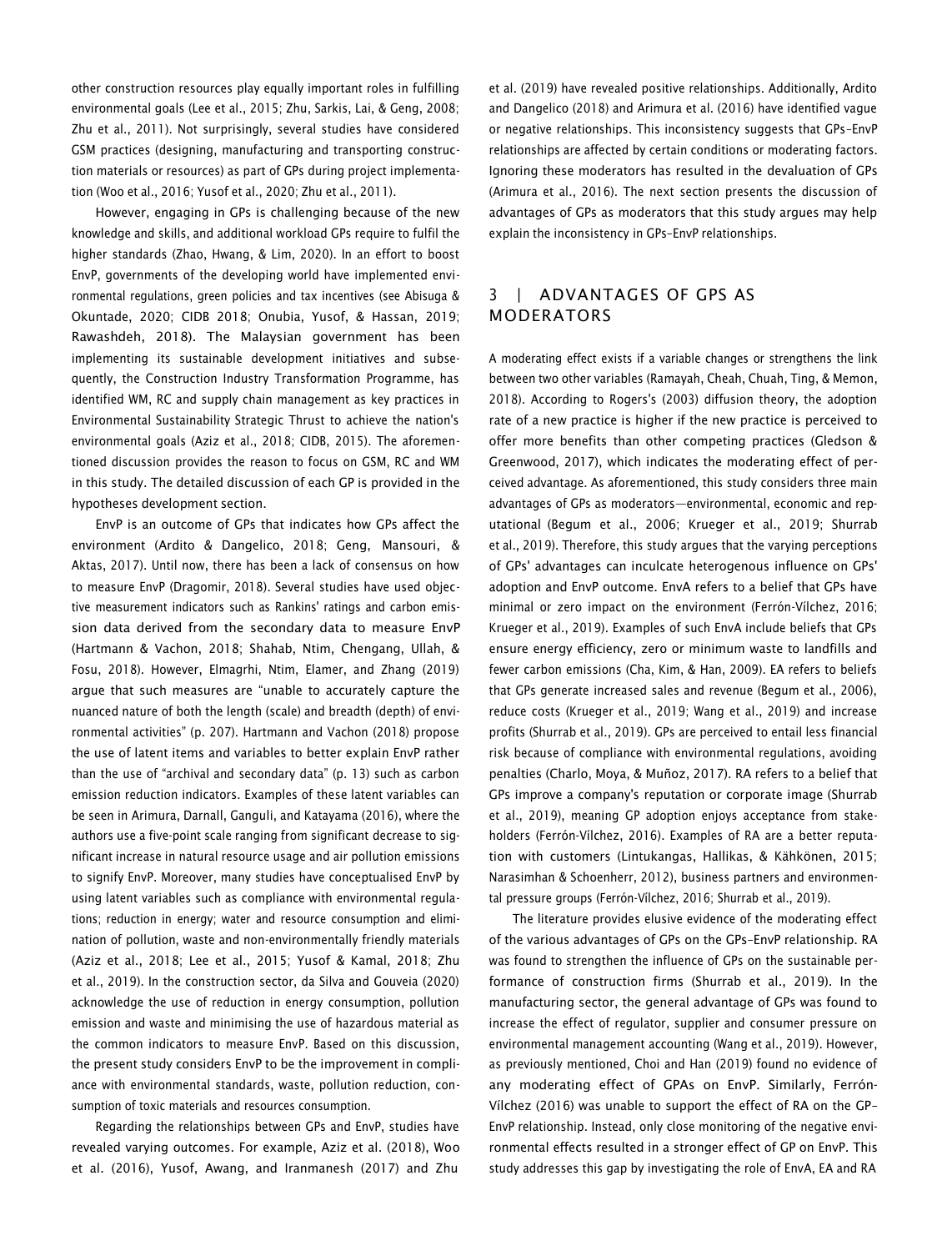other construction resources play equally important roles in fulfilling environmental goals (Lee et al., 2015; Zhu, Sarkis, Lai, & Geng, 2008; Zhu et al., 2011). Not surprisingly, several studies have considered GSM practices (designing, manufacturing and transporting construction materials or resources) as part of GPs during project implementation (Woo et al., 2016; Yusof et al., 2020; Zhu et al., 2011).

However, engaging in GPs is challenging because of the new knowledge and skills, and additional workload GPs require to fulfil the higher standards (Zhao, Hwang, & Lim, 2020). In an effort to boost EnvP, governments of the developing world have implemented environmental regulations, green policies and tax incentives (see Abisuga & Okuntade, 2020; CIDB 2018; Onubia, Yusof, & Hassan, 2019; Rawashdeh, 2018). The Malaysian government has been implementing its sustainable development initiatives and subsequently, the Construction Industry Transformation Programme, has identified WM, RC and supply chain management as key practices in Environmental Sustainability Strategic Thrust to achieve the nation's environmental goals (Aziz et al., 2018; CIDB, 2015). The aforementioned discussion provides the reason to focus on GSM, RC and WM in this study. The detailed discussion of each GP is provided in the hypotheses development section.

EnvP is an outcome of GPs that indicates how GPs affect the environment (Ardito & Dangelico, 2018; Geng, Mansouri, & Aktas, 2017). Until now, there has been a lack of consensus on how to measure EnvP (Dragomir, 2018). Several studies have used objective measurement indicators such as Rankins' ratings and carbon emission data derived from the secondary data to measure EnvP (Hartmann & Vachon, 2018; Shahab, Ntim, Chengang, Ullah, & Fosu, 2018). However, Elmagrhi, Ntim, Elamer, and Zhang (2019) argue that such measures are "unable to accurately capture the nuanced nature of both the length (scale) and breadth (depth) of environmental activities" (p. 207). Hartmann and Vachon (2018) propose the use of latent items and variables to better explain EnvP rather than the use of "archival and secondary data" (p. 13) such as carbon emission reduction indicators. Examples of these latent variables can be seen in Arimura, Darnall, Ganguli, and Katayama (2016), where the authors use a five-point scale ranging from significant decrease to significant increase in natural resource usage and air pollution emissions to signify EnvP. Moreover, many studies have conceptualised EnvP by using latent variables such as compliance with environmental regulations; reduction in energy; water and resource consumption and elimination of pollution, waste and non-environmentally friendly materials (Aziz et al., 2018; Lee et al., 2015; Yusof & Kamal, 2018; Zhu et al., 2019). In the construction sector, da Silva and Gouveia (2020) acknowledge the use of reduction in energy consumption, pollution emission and waste and minimising the use of hazardous material as the common indicators to measure EnvP. Based on this discussion, the present study considers EnvP to be the improvement in compliance with environmental standards, waste, pollution reduction, consumption of toxic materials and resources consumption.

Regarding the relationships between GPs and EnvP, studies have revealed varying outcomes. For example, Aziz et al. (2018), Woo et al. (2016), Yusof, Awang, and Iranmanesh (2017) and Zhu et al. (2019) have revealed positive relationships. Additionally, Ardito and Dangelico (2018) and Arimura et al. (2016) have identified vague or negative relationships. This inconsistency suggests that GPs–EnvP relationships are affected by certain conditions or moderating factors. Ignoring these moderators has resulted in the devaluation of GPs (Arimura et al., 2016). The next section presents the discussion of advantages of GPs as moderators that this study argues may help explain the inconsistency in GPs–EnvP relationships.

## 3 | ADVANTAGES OF GPS AS MODERATORS

A moderating effect exists if a variable changes or strengthens the link between two other variables (Ramayah, Cheah, Chuah, Ting, & Memon, 2018). According to Rogers's (2003) diffusion theory, the adoption rate of a new practice is higher if the new practice is perceived to offer more benefits than other competing practices (Gledson & Greenwood, 2017), which indicates the moderating effect of perceived advantage. As aforementioned, this study considers three main advantages of GPs as moderators—environmental, economic and reputational (Begum et al., 2006; Krueger et al., 2019; Shurrab et al., 2019). Therefore, this study argues that the varying perceptions of GPs' advantages can inculcate heterogenous influence on GPs' adoption and EnvP outcome. EnvA refers to a belief that GPs have minimal or zero impact on the environment (Ferrón-Vílchez, 2016; Krueger et al., 2019). Examples of such EnvA include beliefs that GPs ensure energy efficiency, zero or minimum waste to landfills and fewer carbon emissions (Cha, Kim, & Han, 2009). EA refers to beliefs that GPs generate increased sales and revenue (Begum et al., 2006), reduce costs (Krueger et al., 2019; Wang et al., 2019) and increase profits (Shurrab et al., 2019). GPs are perceived to entail less financial risk because of compliance with environmental regulations, avoiding penalties (Charlo, Moya, & Muñoz, 2017). RA refers to a belief that GPs improve a company's reputation or corporate image (Shurrab et al., 2019), meaning GP adoption enjoys acceptance from stakeholders (Ferrón-Vílchez, 2016). Examples of RA are a better reputation with customers (Lintukangas, Hallikas, & Kähkönen, 2015; Narasimhan & Schoenherr, 2012), business partners and environmental pressure groups (Ferrón-Vílchez, 2016; Shurrab et al., 2019).

The literature provides elusive evidence of the moderating effect of the various advantages of GPs on the GPs–EnvP relationship. RA was found to strengthen the influence of GPs on the sustainable performance of construction firms (Shurrab et al., 2019). In the manufacturing sector, the general advantage of GPs was found to increase the effect of regulator, supplier and consumer pressure on environmental management accounting (Wang et al., 2019). However, as previously mentioned, Choi and Han (2019) found no evidence of any moderating effect of GPAs on EnvP. Similarly, Ferrón-Vílchez (2016) was unable to support the effect of RA on the GP–EnvP relationship. Instead, only close monitoring of the negative environmental effects resulted in a stronger effect of GP on EnvP. This study addresses this gap by investigating the role of EnvA, EA and RA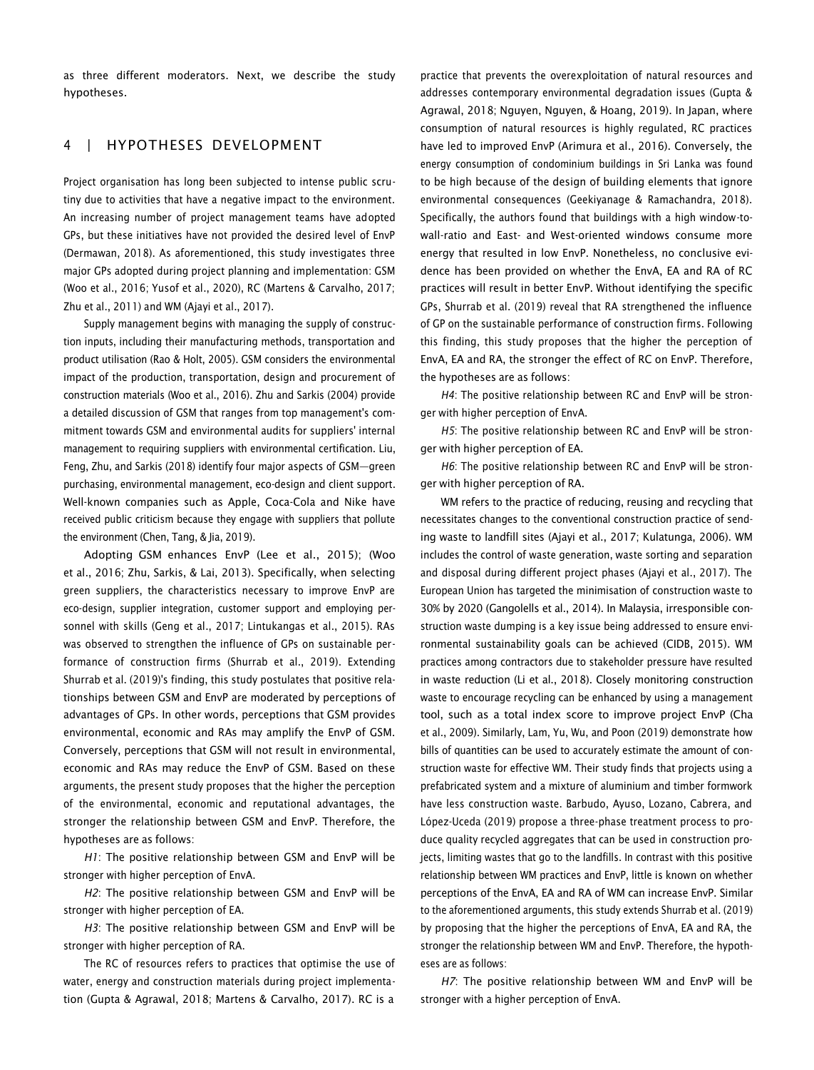as three different moderators. Next, we describe the study hypotheses.

## 4 | HYPOTHESES DEVELOPMENT

Project organisation has long been subjected to intense public scrutiny due to activities that have a negative impact to the environment. An increasing number of project management teams have adopted GPs, but these initiatives have not provided the desired level of EnvP (Dermawan, 2018). As aforementioned, this study investigates three major GPs adopted during project planning and implementation: GSM (Woo et al., 2016; Yusof et al., 2020), RC (Martens & Carvalho, 2017; Zhu et al., 2011) and WM (Ajayi et al., 2017).

Supply management begins with managing the supply of construction inputs, including their manufacturing methods, transportation and product utilisation (Rao & Holt, 2005). GSM considers the environmental impact of the production, transportation, design and procurement of construction materials (Woo et al., 2016). Zhu and Sarkis (2004) provide a detailed discussion of GSM that ranges from top management's commitment towards GSM and environmental audits for suppliers' internal management to requiring suppliers with environmental certification. Liu, Feng, Zhu, and Sarkis (2018) identify four major aspects of GSM—green purchasing, environmental management, eco-design and client support. Well-known companies such as Apple, Coca-Cola and Nike have received public criticism because they engage with suppliers that pollute the environment (Chen, Tang, & Jia, 2019).

Adopting GSM enhances EnvP (Lee et al., 2015); (Woo et al., 2016; Zhu, Sarkis, & Lai, 2013). Specifically, when selecting green suppliers, the characteristics necessary to improve EnvP are eco-design, supplier integration, customer support and employing personnel with skills (Geng et al., 2017; Lintukangas et al., 2015). RAs was observed to strengthen the influence of GPs on sustainable performance of construction firms (Shurrab et al., 2019). Extending Shurrab et al. (2019)'s finding, this study postulates that positive relationships between GSM and EnvP are moderated by perceptions of advantages of GPs. In other words, perceptions that GSM provides environmental, economic and RAs may amplify the EnvP of GSM. Conversely, perceptions that GSM will not result in environmental, economic and RAs may reduce the EnvP of GSM. Based on these arguments, the present study proposes that the higher the perception of the environmental, economic and reputational advantages, the stronger the relationship between GSM and EnvP. Therefore, the hypotheses are as follows:

*H1*: The positive relationship between GSM and EnvP will be stronger with higher perception of EnvA.

*H2*: The positive relationship between GSM and EnvP will be stronger with higher perception of EA.

*H3*: The positive relationship between GSM and EnvP will be stronger with higher perception of RA.

The RC of resources refers to practices that optimise the use of water, energy and construction materials during project implementation (Gupta & Agrawal, 2018; Martens & Carvalho, 2017). RC is a practice that prevents the overexploitation of natural resources and addresses contemporary environmental degradation issues (Gupta & Agrawal, 2018; Nguyen, Nguyen, & Hoang, 2019). In Japan, where consumption of natural resources is highly regulated, RC practices have led to improved EnvP (Arimura et al., 2016). Conversely, the energy consumption of condominium buildings in Sri Lanka was found to be high because of the design of building elements that ignore environmental consequences (Geekiyanage & Ramachandra, 2018). Specifically, the authors found that buildings with a high window-to-wall-ratio and East- and West-oriented windows consume more energy that resulted in low EnvP. Nonetheless, no conclusive evidence has been provided on whether the EnvA, EA and RA of RC practices will result in better EnvP. Without identifying the specific GPs, Shurrab et al. (2019) reveal that RA strengthened the influence of GP on the sustainable performance of construction firms. Following this finding, this study proposes that the higher the perception of EnvA, EA and RA, the stronger the effect of RC on EnvP. Therefore, the hypotheses are as follows:

*H4*: The positive relationship between RC and EnvP will be stronger with higher perception of EnvA.

*H5*: The positive relationship between RC and EnvP will be stronger with higher perception of EA.

*H6*: The positive relationship between RC and EnvP will be stronger with higher perception of RA.

WM refers to the practice of reducing, reusing and recycling that necessitates changes to the conventional construction practice of sending waste to landfill sites (Ajayi et al., 2017; Kulatunga, 2006). WM includes the control of waste generation, waste sorting and separation and disposal during different project phases (Ajayi et al., 2017). The European Union has targeted the minimisation of construction waste to 30% by 2020 (Gangolells et al., 2014). In Malaysia, irresponsible construction waste dumping is a key issue being addressed to ensure environmental sustainability goals can be achieved (CIDB, 2015). WM practices among contractors due to stakeholder pressure have resulted in waste reduction (Li et al., 2018). Closely monitoring construction waste to encourage recycling can be enhanced by using a management tool, such as a total index score to improve project EnvP (Cha et al., 2009). Similarly, Lam, Yu, Wu, and Poon (2019) demonstrate how bills of quantities can be used to accurately estimate the amount of construction waste for effective WM. Their study finds that projects using a prefabricated system and a mixture of aluminium and timber formwork have less construction waste. Barbudo, Ayuso, Lozano, Cabrera, and López-Uceda (2019) propose a three-phase treatment process to produce quality recycled aggregates that can be used in construction projects, limiting wastes that go to the landfills. In contrast with this positive relationship between WM practices and EnvP, little is known on whether perceptions of the EnvA, EA and RA of WM can increase EnvP. Similar to the aforementioned arguments, this study extends Shurrab et al. (2019) by proposing that the higher the perceptions of EnvA, EA and RA, the stronger the relationship between WM and EnvP. Therefore, the hypotheses are as follows:

*H7*: The positive relationship between WM and EnvP will be stronger with a higher perception of EnvA.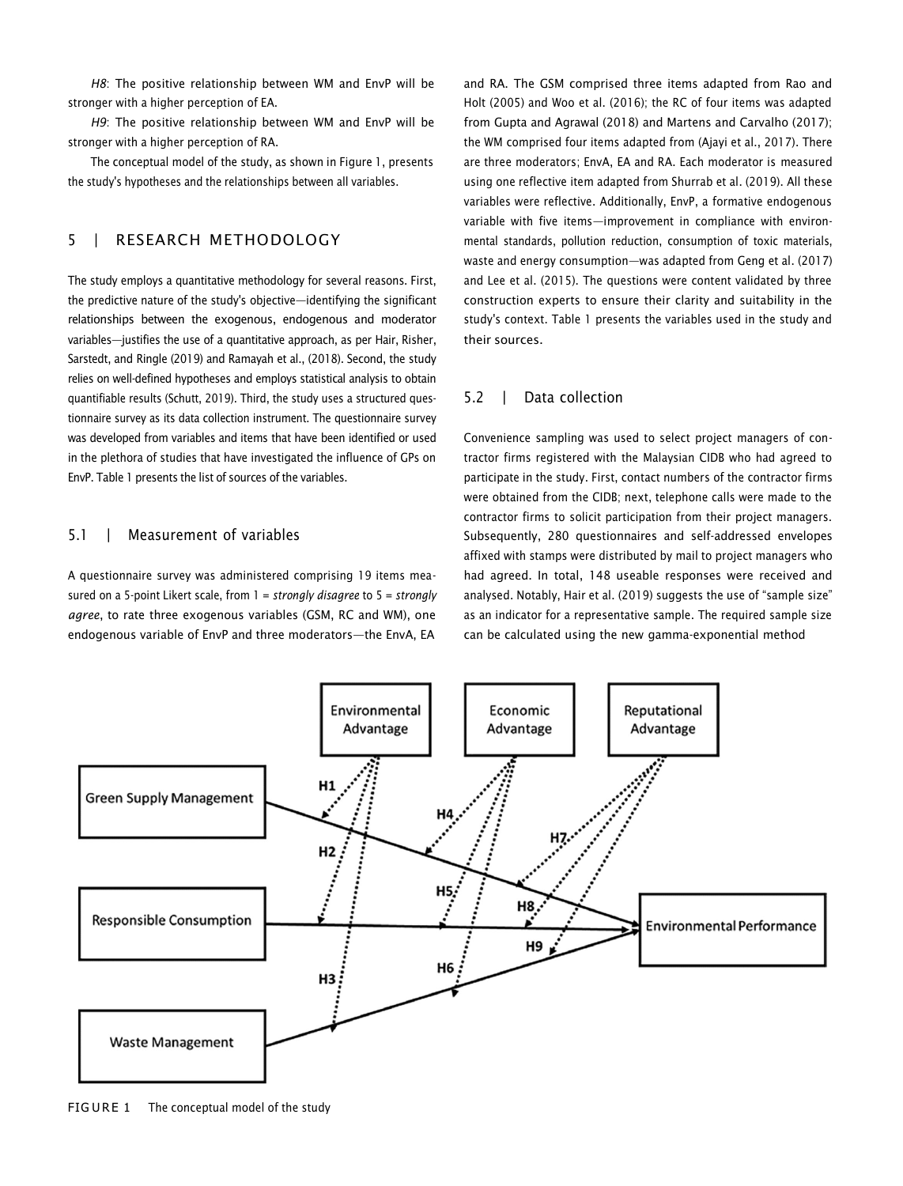*H8*: The positive relationship between WM and EnvP will be stronger with a higher perception of EA.

*H9*: The positive relationship between WM and EnvP will be stronger with a higher perception of RA.

The conceptual model of the study, as shown in Figure 1, presents the study's hypotheses and the relationships between all variables.

## 5 | RESEARCH METHODOLOGY

The study employs a quantitative methodology for several reasons. First, the predictive nature of the study's objective—identifying the significant relationships between the exogenous, endogenous and moderator variables—justifies the use of a quantitative approach, as per Hair, Risher, Sarstedt, and Ringle (2019) and Ramayah et al., (2018). Second, the study relies on well-defined hypotheses and employs statistical analysis to obtain quantifiable results (Schutt, 2019). Third, the study uses a structured questionnaire survey as its data collection instrument. The questionnaire survey was developed from variables and items that have been identified or used in the plethora of studies that have investigated the influence of GPs on EnvP. Table 1 presents the list of sources of the variables.

### 5.1 | Measurement of variables

A questionnaire survey was administered comprising 19 items measured on a 5-point Likert scale, from 1 = *strongly disagree* to 5 = *strongly agree*, to rate three exogenous variables (GSM, RC and WM), one endogenous variable of EnvP and three moderators—the EnvA, EA and RA. The GSM comprised three items adapted from Rao and Holt (2005) and Woo et al. (2016); the RC of four items was adapted from Gupta and Agrawal (2018) and Martens and Carvalho (2017); the WM comprised four items adapted from (Ajayi et al., 2017). There are three moderators; EnvA, EA and RA. Each moderator is measured using one reflective item adapted from Shurrab et al. (2019). All these variables were reflective. Additionally, EnvP, a formative endogenous variable with five items—improvement in compliance with environmental standards, pollution reduction, consumption of toxic materials, waste and energy consumption—was adapted from Geng et al. (2017) and Lee et al. (2015). The questions were content validated by three construction experts to ensure their clarity and suitability in the study's context. Table 1 presents the variables used in the study and their sources.

### 5.2 | Data collection

Convenience sampling was used to select project managers of contractor firms registered with the Malaysian CIDB who had agreed to participate in the study. First, contact numbers of the contractor firms were obtained from the CIDB; next, telephone calls were made to the contractor firms to solicit participation from their project managers. Subsequently, 280 questionnaires and self-addressed envelopes affixed with stamps were distributed by mail to project managers who had agreed. In total, 148 useable responses were received and analysed. Notably, Hair et al. (2019) suggests the use of "sample size" as an indicator for a representative sample. The required sample size can be calculated using the new gamma-exponential method

FIGURE 1 The conceptual model of the study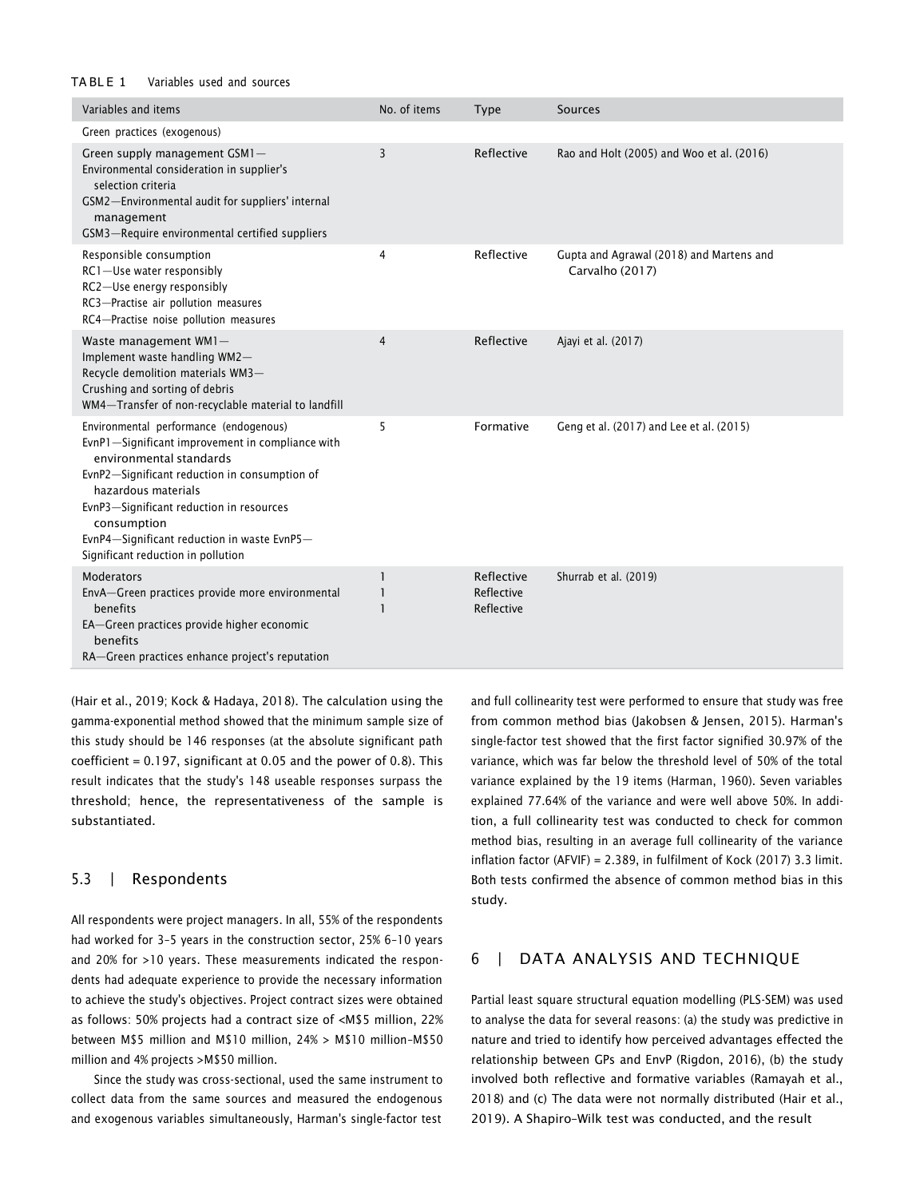TABLE 1 Variables used and sources

| Variables and items | No. of items | Type | Sources |
|---|---|---|---|
| Green practices (exogenous) | | | |
| Green supply management GSM1—Environmental consideration in supplier's selection criteria<br>GSM2—Environmental audit for suppliers' internal management<br>GSM3—Require environmental certified suppliers | 3 | Reflective | Rao and Holt (2005) and Woo et al. (2016) |
| Responsible consumption<br>RC1—Use water responsibly<br>RC2—Use energy responsibly<br>RC3—Practise air pollution measures<br>RC4—Practise noise pollution measures | 4 | Reflective | Gupta and Agrawal (2018) and Martens and Carvalho (2017) |
| Waste management WM1—Implement waste handling WM2—Recycle demolition materials WM3—Crushing and sorting of debris<br>WM4—Transfer of non-recyclable material to landfill | 4 | Reflective | Ajayi et al. (2017) |
| Environmental performance (endogenous)<br>EvnP1—Significant improvement in compliance with environmental standards<br>EvnP2—Significant reduction in consumption of hazardous materials<br>EvnP3—Significant reduction in resources consumption<br>EvnP4—Significant reduction in waste EvnP5—Significant reduction in pollution | 5 | Formative | Geng et al. (2017) and Lee et al. (2015) |
| Moderators<br>EnvA—Green practices provide more environmental benefits<br>EA—Green practices provide higher economic benefits<br>RA—Green practices enhance project's reputation | 1<br>1<br>1 | Reflective<br>Reflective<br>Reflective | Shurrab et al. (2019) |

(Hair et al., 2019; Kock & Hadaya, 2018). The calculation using the gamma-exponential method showed that the minimum sample size of this study should be 146 responses (at the absolute significant path coefficient = 0.197, significant at 0.05 and the power of 0.8). This result indicates that the study's 148 useable responses surpass the threshold; hence, the representativeness of the sample is substantiated.

## 5.3 | Respondents

All respondents were project managers. In all, 55% of the respondents had worked for 3–5 years in the construction sector, 25% 6–10 years and 20% for >10 years. These measurements indicated the respondents had adequate experience to provide the necessary information to achieve the study's objectives. Project contract sizes were obtained as follows: 50% projects had a contract size of <M$5 million, 22% between M$5 million and M$10 million, 24% > M$10 million–M$50 million and 4% projects >M$50 million.

Since the study was cross-sectional, used the same instrument to collect data from the same sources and measured the endogenous and exogenous variables simultaneously, Harman's single-factor test and full collinearity test were performed to ensure that study was free from common method bias (Jakobsen & Jensen, 2015). Harman's single-factor test showed that the first factor signified 30.97% of the variance, which was far below the threshold level of 50% of the total variance explained by the 19 items (Harman, 1960). Seven variables explained 77.64% of the variance and were well above 50%. In addition, a full collinearity test was conducted to check for common method bias, resulting in an average full collinearity of the variance inflation factor (AFVIF) = 2.389, in fulfilment of Kock (2017) 3.3 limit. Both tests confirmed the absence of common method bias in this study.

# 6 | DATA ANALYSIS AND TECHNIQUE

Partial least square structural equation modelling (PLS-SEM) was used to analyse the data for several reasons: (a) the study was predictive in nature and tried to identify how perceived advantages effected the relationship between GPs and EnvP (Rigdon, 2016), (b) the study involved both reflective and formative variables (Ramayah et al., 2018) and (c) The data were not normally distributed (Hair et al., 2019). A Shapiro–Wilk test was conducted, and the result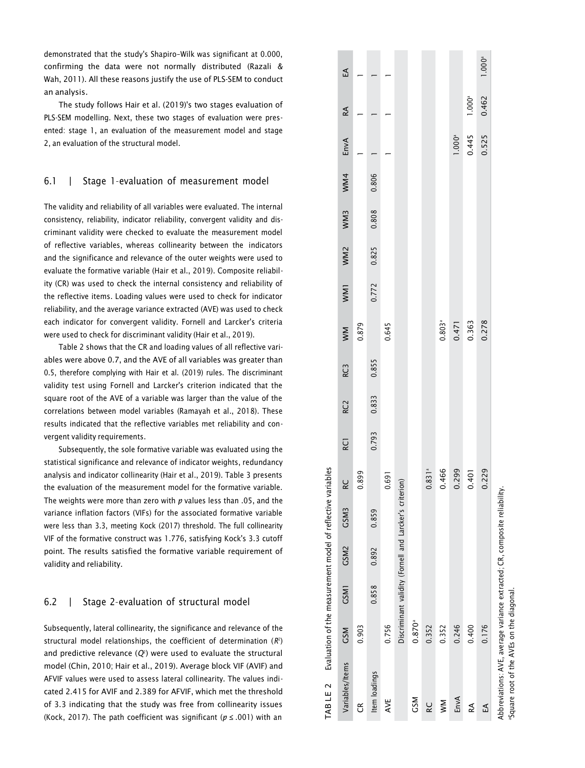demonstrated that the study's Shapiro–Wilk was significant at 0.000, confirming the data were not normally distributed (Razali & Wah, 2011). All these reasons justify the use of PLS-SEM to conduct an analysis.

The study follows Hair et al. (2019)'s two stages evaluation of PLS-SEM modelling. Next, these two stages of evaluation were presented: stage 1, an evaluation of the measurement model and stage 2, an evaluation of the structural model.

## 6.1 | Stage 1-evaluation of measurement model

The validity and reliability of all variables were evaluated. The internal consistency, reliability, indicator reliability, convergent validity and discriminant validity were checked to evaluate the measurement model of reflective variables, whereas collinearity between the indicators and the significance and relevance of the outer weights were used to evaluate the formative variable (Hair et al., 2019). Composite reliability (CR) was used to check the internal consistency and reliability of the reflective items. Loading values were used to check for indicator reliability, and the average variance extracted (AVE) was used to check each indicator for convergent validity. Fornell and Larcker's criteria were used to check for discriminant validity (Hair et al., 2019).

Table 2 shows that the CR and loading values of all reflective variables were above 0.7, and the AVE of all variables was greater than 0.5, therefore complying with Hair et al. (2019) rules. The discriminant validity test using Fornell and Larcker's criterion indicated that the square root of the AVE of a variable was larger than the value of the correlations between model variables (Ramayah et al., 2018). These results indicated that the reflective variables met reliability and convergent validity requirements.

Subsequently, the sole formative variable was evaluated using the statistical significance and relevance of indicator weights, redundancy analysis and indicator collinearity (Hair et al., 2019). Table 3 presents the evaluation of the measurement model for the formative variable. The weights were more than zero with *p* values less than .05, and the variance inflation factors (VIFs) for the associated formative variable were less than 3.3, meeting Kock (2017) threshold. The full collinearity VIF of the formative construct was 1.776, satisfying Kock's 3.3 cutoff point. The results satisfied the formative variable requirement of validity and reliability.

## 6.2 | Stage 2-evaluation of structural model

Subsequently, lateral collinearity, the significance and relevance of the structural model relationships, the coefficient of determination ($R^2$) and predictive relevance ($Q^2$) were used to evaluate the structural model (Chin, 2010; Hair et al., 2019). Average block VIF (AVIF) and AFVIF values were used to assess lateral collinearity. The values indicated 2.415 for AVIF and 2.389 for AFVIF, which met the threshold of 3.3 indicating that the study was free from collinearity issues (Kock, 2017). The path coefficient was significant ($p \leq .001$) with an

TABLE 2 Evaluation of the measurement model of reflective variables

| Variables/Items | GSM | GSM1 | GSM2 | GSM3 | RC | RC1 | RC2 | RC3 | WM | WM1 | WM2 | WM3 | WM4 | EnvA | RA | EA |
|---|---|---|---|---|---|---|---|---|---|---|---|---|---|---|---|---|
| CR | 0.903 | | | | 0.899 | | | | 0.879 | | | | | 1 | 1 | 1 |
| Item loadings | | 0.858 | 0.892 | 0.859 | | 0.793 | 0.833 | 0.855 | | 0.772 | 0.825 | 0.808 | 0.806 | 1 | 1 | 1 |
| AVE | 0.756 | | | | 0.691 | | | | 0.645 | | | | | 1 | 1 | 1 |
| | Discriminant validity (Fornell and Larcker's criterion) | | | | | | | | | | | | | | | |
| GSM | 0.870[a] | | | | | | | | | | | | | | | |
| RC | 0.352 | | | | 0.831[a] | | | | | | | | | | | |
| WM | 0.352 | | | | 0.466 | | | | 0.803[a] | | | | | | | |
| EnvA | 0.246 | | | | 0.299 | | | | 0.471 | | | | | 1.000[a] | | |
| RA | 0.400 | | | | 0.401 | | | | 0.363 | | | | | 0.445 | 1.000[a] | |
| EA | 0.176 | | | | 0.229 | | | | 0.278 | | | | | 0.525 | 0.462 | 1.000[a] |

Abbreviations: AVE, average variance extracted; CR, composite reliability.

[a]Square root of the AVEs on the diagonal.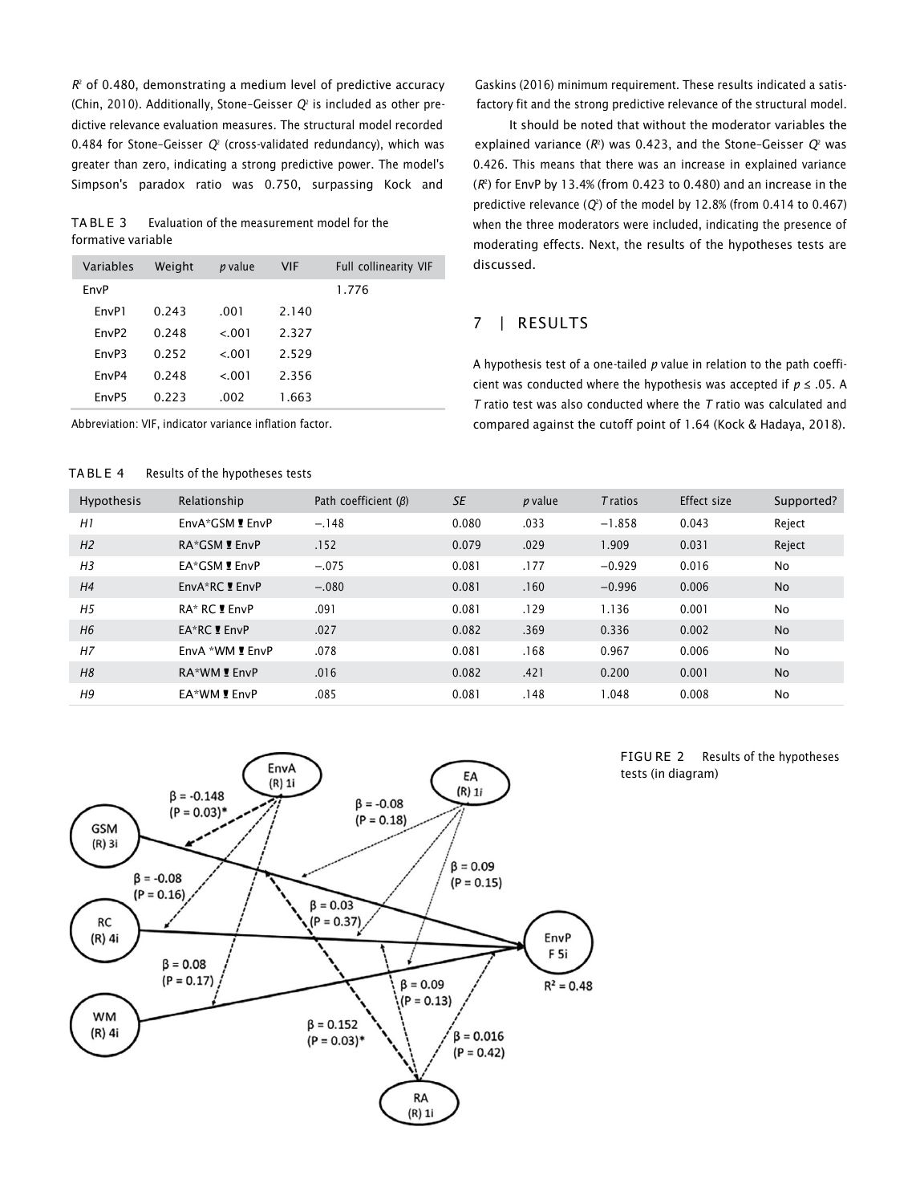$R^2$ of 0.480, demonstrating a medium level of predictive accuracy (Chin, 2010). Additionally, Stone–Geisser $Q^2$ is included as other predictive relevance evaluation measures. The structural model recorded 0.484 for Stone–Geisser $Q^2$ (cross-validated redundancy), which was greater than zero, indicating a strong predictive power. The model's Simpson's paradox ratio was 0.750, surpassing Kock and Gaskins (2016) minimum requirement. These results indicated a satisfactory fit and the strong predictive relevance of the structural model.

**TABLE 3** Evaluation of the measurement model for the formative variable

| Variables | Weight | *p* value | VIF | Full collinearity VIF |
|---|---|---|---|---|
| EnvP | | | | 1.776 |
| EnvP1 | 0.243 | .001 | 2.140 | |
| EnvP2 | 0.248 | <.001 | 2.327 | |
| EnvP3 | 0.252 | <.001 | 2.529 | |
| EnvP4 | 0.248 | <.001 | 2.356 | |
| EnvP5 | 0.223 | .002 | 1.663 | |

Abbreviation: VIF, indicator variance inflation factor.

It should be noted that without the moderator variables the explained variance ($R^2$) was 0.423, and the Stone–Geisser $Q^2$ was 0.426. This means that there was an increase in explained variance ($R^2$) for EnvP by 13.4% (from 0.423 to 0.480) and an increase in the predictive relevance ($Q^2$) of the model by 12.8% (from 0.414 to 0.467) when the three moderators were included, indicating the presence of moderating effects. Next, the results of the hypotheses tests are discussed.

## 7 | RESULTS

A hypothesis test of a one-tailed *p* value in relation to the path coefficient was conducted where the hypothesis was accepted if $p \leq .05$. A *T* ratio test was also conducted where the *T* ratio was calculated and compared against the cutoff point of 1.64 (Kock & Hadaya, 2018).

**TABLE 4** Results of the hypotheses tests

| Hypothesis | Relationship | Path coefficient ($\beta$) | *SE* | *p* value | *T* ratios | Effect size | Supported? |
|---|---|---|---|---|---|---|---|
| *H1* | EnvA*GSM → EnvP | −.148 | 0.080 | .033 | −1.858 | 0.043 | Reject |
| *H2* | RA*GSM → EnvP | .152 | 0.079 | .029 | 1.909 | 0.031 | Reject |
| *H3* | EA*GSM → EnvP | −.075 | 0.081 | .177 | −0.929 | 0.016 | No |
| *H4* | EnvA*RC → EnvP | −.080 | 0.081 | .160 | −0.996 | 0.006 | No |
| *H5* | RA* RC → EnvP | .091 | 0.081 | .129 | 1.136 | 0.001 | No |
| *H6* | EA*RC → EnvP | .027 | 0.082 | .369 | 0.336 | 0.002 | No |
| *H7* | EnvA *WM → EnvP | .078 | 0.081 | .168 | 0.967 | 0.006 | No |
| *H8* | RA*WM → EnvP | .016 | 0.082 | .421 | 0.200 | 0.001 | No |
| *H9* | EA*WM → EnvP | .085 | 0.081 | .148 | 1.048 | 0.008 | No |

**FIGURE 2** Results of the hypotheses tests (in diagram)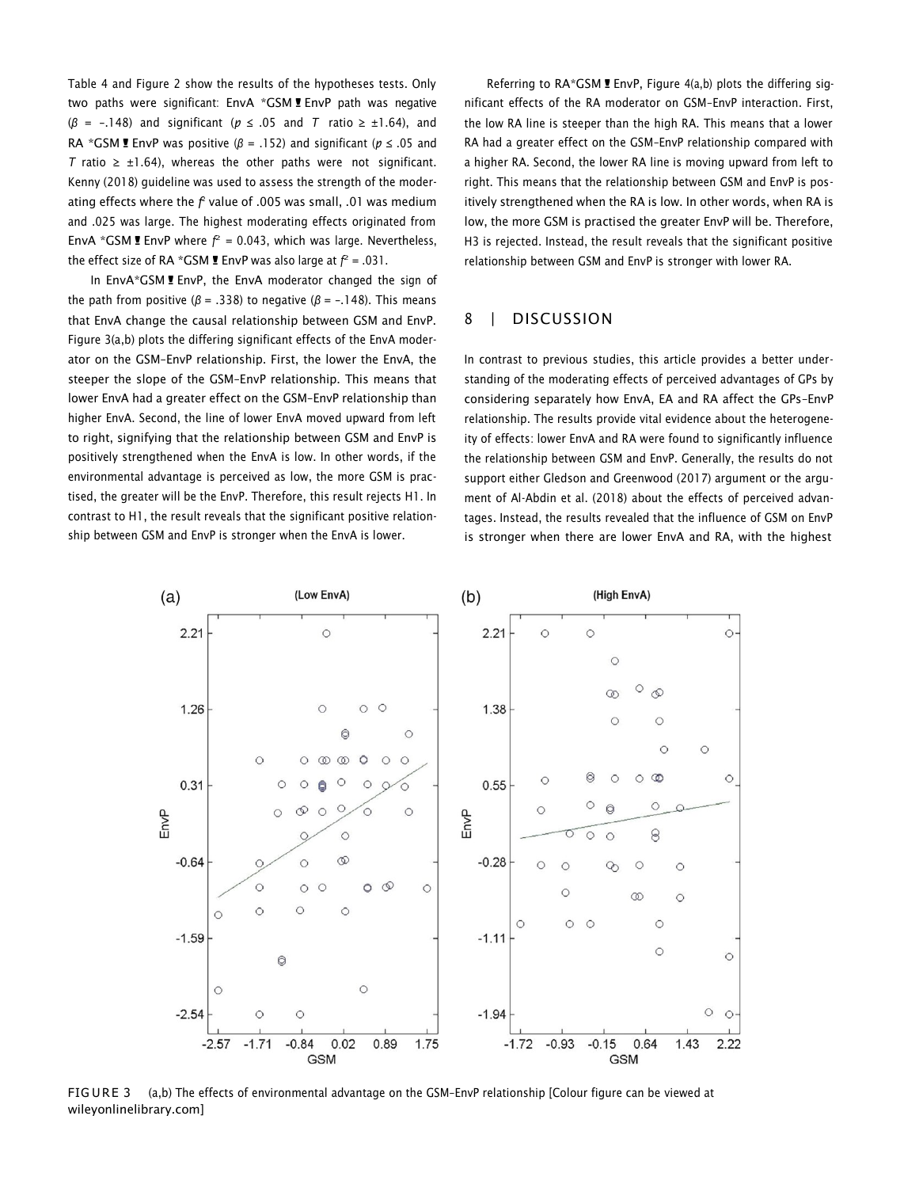Table 4 and Figure 2 show the results of the hypotheses tests. Only two paths were significant: EnvA *GSM ➔ EnvP path was negative ($\beta$ = −.148) and significant ($p \leq .05$ and $T$ ratio ≥ ±1.64), and RA *GSM ➔ EnvP was positive ($\beta$ = .152) and significant ($p \leq .05$ and $T$ ratio ≥ ±1.64), whereas the other paths were not significant. Kenny (2018) guideline was used to assess the strength of the moderating effects where the $f^2$ value of .005 was small, .01 was medium and .025 was large. The highest moderating effects originated from EnvA *GSM ➔ EnvP where $f^2$ = 0.043, which was large. Nevertheless, the effect size of RA *GSM ➔ EnvP was also large at $f^2$ = .031.

In EnvA*GSM ➔ EnvP, the EnvA moderator changed the sign of the path from positive ($\beta$ = .338) to negative ($\beta$ = −.148). This means that EnvA change the causal relationship between GSM and EnvP. Figure 3(a,b) plots the differing significant effects of the EnvA moderator on the GSM–EnvP relationship. First, the lower the EnvA, the steeper the slope of the GSM–EnvP relationship. This means that lower EnvA had a greater effect on the GSM–EnvP relationship than higher EnvA. Second, the line of lower EnvA moved upward from left to right, signifying that the relationship between GSM and EnvP is positively strengthened when the EnvA is low. In other words, if the environmental advantage is perceived as low, the more GSM is practised, the greater will be the EnvP. Therefore, this result rejects H1. In contrast to H1, the result reveals that the significant positive relationship between GSM and EnvP is stronger when the EnvA is lower.

Referring to RA*GSM ➔ EnvP, Figure 4(a,b) plots the differing significant effects of the RA moderator on GSM–EnvP interaction. First, the low RA line is steeper than the high RA. This means that a lower RA had a greater effect on the GSM–EnvP relationship compared with a higher RA. Second, the lower RA line is moving upward from left to right. This means that the relationship between GSM and EnvP is positively strengthened when the RA is low. In other words, when RA is low, the more GSM is practised the greater EnvP will be. Therefore, H3 is rejected. Instead, the result reveals that the significant positive relationship between GSM and EnvP is stronger with lower RA.

## 8 | DISCUSSION

In contrast to previous studies, this article provides a better understanding of the moderating effects of perceived advantages of GPs by considering separately how EnvA, EA and RA affect the GPs–EnvP relationship. The results provide vital evidence about the heterogeneity of effects: lower EnvA and RA were found to significantly influence the relationship between GSM and EnvP. Generally, the results do not support either Gledson and Greenwood (2017) argument or the argument of Al-Abdin et al. (2018) about the effects of perceived advantages. Instead, the results revealed that the influence of GSM on EnvP is stronger when there are lower EnvA and RA, with the highest

FIGURE 3 (a,b) The effects of environmental advantage on the GSM–EnvP relationship [Colour figure can be viewed at wileyonlinelibrary.com]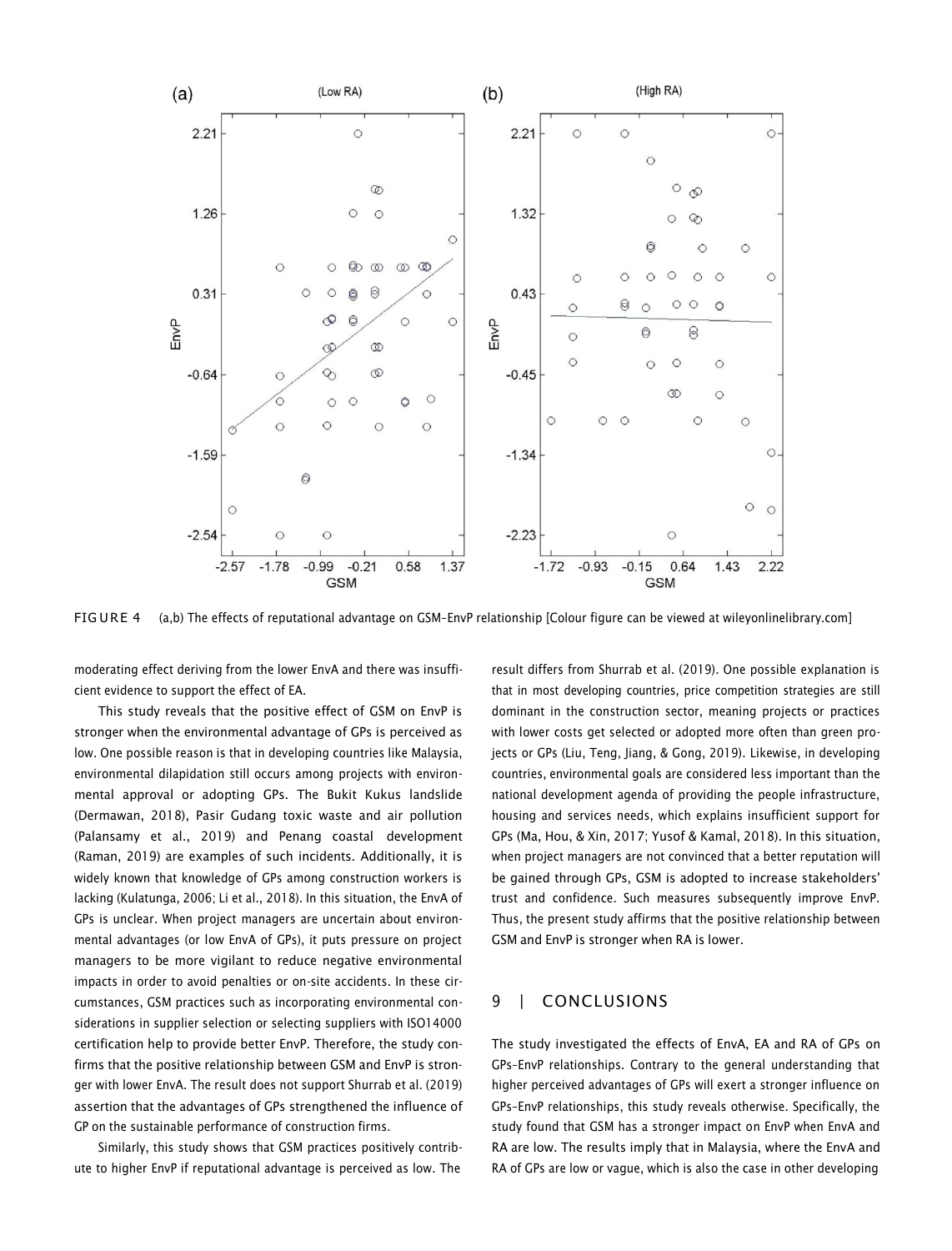FIGURE 4 (a,b) The effects of reputational advantage on GSM–EnvP relationship [Colour figure can be viewed at wileyonlinelibrary.com]

moderating effect deriving from the lower EnvA and there was insufficient evidence to support the effect of EA.

This study reveals that the positive effect of GSM on EnvP is stronger when the environmental advantage of GPs is perceived as low. One possible reason is that in developing countries like Malaysia, environmental dilapidation still occurs among projects with environmental approval or adopting GPs. The Bukit Kukus landslide (Dermawan, 2018), Pasir Gudang toxic waste and air pollution (Palansamy et al., 2019) and Penang coastal development (Raman, 2019) are examples of such incidents. Additionally, it is widely known that knowledge of GPs among construction workers is lacking (Kulatunga, 2006; Li et al., 2018). In this situation, the EnvA of GPs is unclear. When project managers are uncertain about environmental advantages (or low EnvA of GPs), it puts pressure on project managers to be more vigilant to reduce negative environmental impacts in order to avoid penalties or on-site accidents. In these circumstances, GSM practices such as incorporating environmental considerations in supplier selection or selecting suppliers with ISO14000 certification help to provide better EnvP. Therefore, the study confirms that the positive relationship between GSM and EnvP is stronger with lower EnvA. The result does not support Shurrab et al. (2019) assertion that the advantages of GPs strengthened the influence of GP on the sustainable performance of construction firms.

Similarly, this study shows that GSM practices positively contribute to higher EnvP if reputational advantage is perceived as low. The result differs from Shurrab et al. (2019). One possible explanation is that in most developing countries, price competition strategies are still dominant in the construction sector, meaning projects or practices with lower costs get selected or adopted more often than green projects or GPs (Liu, Teng, Jiang, & Gong, 2019). Likewise, in developing countries, environmental goals are considered less important than the national development agenda of providing the people infrastructure, housing and services needs, which explains insufficient support for GPs (Ma, Hou, & Xin, 2017; Yusof & Kamal, 2018). In this situation, when project managers are not convinced that a better reputation will be gained through GPs, GSM is adopted to increase stakeholders' trust and confidence. Such measures subsequently improve EnvP. Thus, the present study affirms that the positive relationship between GSM and EnvP is stronger when RA is lower.

## 9 | CONCLUSIONS

The study investigated the effects of EnvA, EA and RA of GPs on GPs–EnvP relationships. Contrary to the general understanding that higher perceived advantages of GPs will exert a stronger influence on GPs–EnvP relationships, this study reveals otherwise. Specifically, the study found that GSM has a stronger impact on EnvP when EnvA and RA are low. The results imply that in Malaysia, where the EnvA and RA of GPs are low or vague, which is also the case in other developing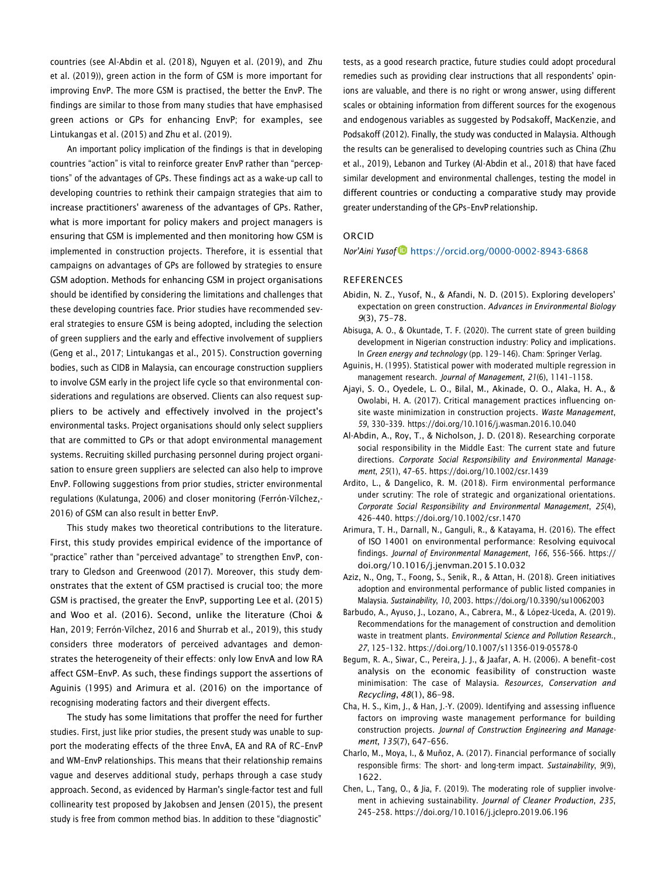countries (see Al-Abdin et al. (2018), Nguyen et al. (2019), and Zhu et al. (2019)), green action in the form of GSM is more important for improving EnvP. The more GSM is practised, the better the EnvP. The findings are similar to those from many studies that have emphasised green actions or GPs for enhancing EnvP; for examples, see Lintukangas et al. (2015) and Zhu et al. (2019).

An important policy implication of the findings is that in developing countries "action" is vital to reinforce greater EnvP rather than "perceptions" of the advantages of GPs. These findings act as a wake-up call to developing countries to rethink their campaign strategies that aim to increase practitioners' awareness of the advantages of GPs. Rather, what is more important for policy makers and project managers is ensuring that GSM is implemented and then monitoring how GSM is implemented in construction projects. Therefore, it is essential that campaigns on advantages of GPs are followed by strategies to ensure GSM adoption. Methods for enhancing GSM in project organisations should be identified by considering the limitations and challenges that these developing countries face. Prior studies have recommended several strategies to ensure GSM is being adopted, including the selection of green suppliers and the early and effective involvement of suppliers (Geng et al., 2017; Lintukangas et al., 2015). Construction governing bodies, such as CIDB in Malaysia, can encourage construction suppliers to involve GSM early in the project life cycle so that environmental considerations and regulations are observed. Clients can also request suppliers to be actively and effectively involved in the project's environmental tasks. Project organisations should only select suppliers that are committed to GPs or that adopt environmental management systems. Recruiting skilled purchasing personnel during project organisation to ensure green suppliers are selected can also help to improve EnvP. Following suggestions from prior studies, stricter environmental regulations (Kulatunga, 2006) and closer monitoring (Ferrón-Vílchez, 2016) of GSM can also result in better EnvP.

This study makes two theoretical contributions to the literature. First, this study provides empirical evidence of the importance of "practice" rather than "perceived advantage" to strengthen EnvP, contrary to Gledson and Greenwood (2017). Moreover, this study demonstrates that the extent of GSM practised is crucial too; the more GSM is practised, the greater the EnvP, supporting Lee et al. (2015) and Woo et al. (2016). Second, unlike the literature (Choi & Han, 2019; Ferrón-Vílchez, 2016 and Shurrab et al., 2019), this study considers three moderators of perceived advantages and demonstrates the heterogeneity of their effects: only low EnvA and low RA affect GSM–EnvP. As such, these findings support the assertions of Aguinis (1995) and Arimura et al. (2016) on the importance of recognising moderating factors and their divergent effects.

The study has some limitations that proffer the need for further studies. First, just like prior studies, the present study was unable to support the moderating effects of the three EnvA, EA and RA of RC–EnvP and WM–EnvP relationships. This means that their relationship remains vague and deserves additional study, perhaps through a case study approach. Second, as evidenced by Harman's single-factor test and full collinearity test proposed by Jakobsen and Jensen (2015), the present study is free from common method bias. In addition to these "diagnostic" tests, as a good research practice, future studies could adopt procedural remedies such as providing clear instructions that all respondents' opinions are valuable, and there is no right or wrong answer, using different scales or obtaining information from different sources for the exogenous and endogenous variables as suggested by Podsakoff, MacKenzie, and Podsakoff (2012). Finally, the study was conducted in Malaysia. Although the results can be generalised to developing countries such as China (Zhu et al., 2019), Lebanon and Turkey (Al-Abdin et al., 2018) that have faced similar development and environmental challenges, testing the model in different countries or conducting a comparative study may provide greater understanding of the GPs–EnvP relationship.

## ORCID

*Nor'Aini Yusof* https://orcid.org/0000-0002-8943-6868

## REFERENCES

Abidin, N. Z., Yusof, N., & Afandi, N. D. (2015). Exploring developers' expectation on green construction. *Advances in Environmental Biology 9*(3), 75–78.

Abisuga, A. O., & Okuntade, T. F. (2020). The current state of green building development in Nigerian construction industry: Policy and implications. In *Green energy and technology* (pp. 129–146). Cham: Springer Verlag.

Aguinis, H. (1995). Statistical power with moderated multiple regression in management research. *Journal of Management*, *21*(6), 1141–1158.

Ajayi, S. O., Oyedele, L. O., Bilal, M., Akinade, O. O., Alaka, H. A., & Owolabi, H. A. (2017). Critical management practices influencing onsite waste minimization in construction projects. *Waste Management*, *59*, 330–339. https://doi.org/10.1016/j.wasman.2016.10.040

Al-Abdin, A., Roy, T., & Nicholson, J. D. (2018). Researching corporate social responsibility in the Middle East: The current state and future directions. *Corporate Social Responsibility and Environmental Management*, *25*(1), 47–65. https://doi.org/10.1002/csr.1439

Ardito, L., & Dangelico, R. M. (2018). Firm environmental performance under scrutiny: The role of strategic and organizational orientations. *Corporate Social Responsibility and Environmental Management*, *25*(4), 426–440. https://doi.org/10.1002/csr.1470

Arimura, T. H., Darnall, N., Ganguli, R., & Katayama, H. (2016). The effect of ISO 14001 on environmental performance: Resolving equivocal findings. *Journal of Environmental Management*, *166*, 556–566. https://doi.org/10.1016/j.jenvman.2015.10.032

Aziz, N., Ong, T., Foong, S., Senik, R., & Attan, H. (2018). Green initiatives adoption and environmental performance of public listed companies in Malaysia. *Sustainability*, *10*, 2003. https://doi.org/10.3390/su10062003

Barbudo, A., Ayuso, J., Lozano, A., Cabrera, M., & López-Uceda, A. (2019). Recommendations for the management of construction and demolition waste in treatment plants. *Environmental Science and Pollution Research.*, *27*, 125–132. https://doi.org/10.1007/s11356-019-05578-0

Begum, R. A., Siwar, C., Pereira, J. J., & Jaafar, A. H. (2006). A benefit–cost analysis on the economic feasibility of construction waste minimisation: The case of Malaysia. *Resources, Conservation and Recycling*, *48*(1), 86–98.

Cha, H. S., Kim, J., & Han, J.-Y. (2009). Identifying and assessing influence factors on improving waste management performance for building construction projects. *Journal of Construction Engineering and Management*, *135*(7), 647–656.

Charlo, M., Moya, I., & Muñoz, A. (2017). Financial performance of socially responsible firms: The short- and long-term impact. *Sustainability*, *9*(9), 1622.

Chen, L., Tang, O., & Jia, F. (2019). The moderating role of supplier involvement in achieving sustainability. *Journal of Cleaner Production*, *235*, 245–258. https://doi.org/10.1016/j.jclepro.2019.06.196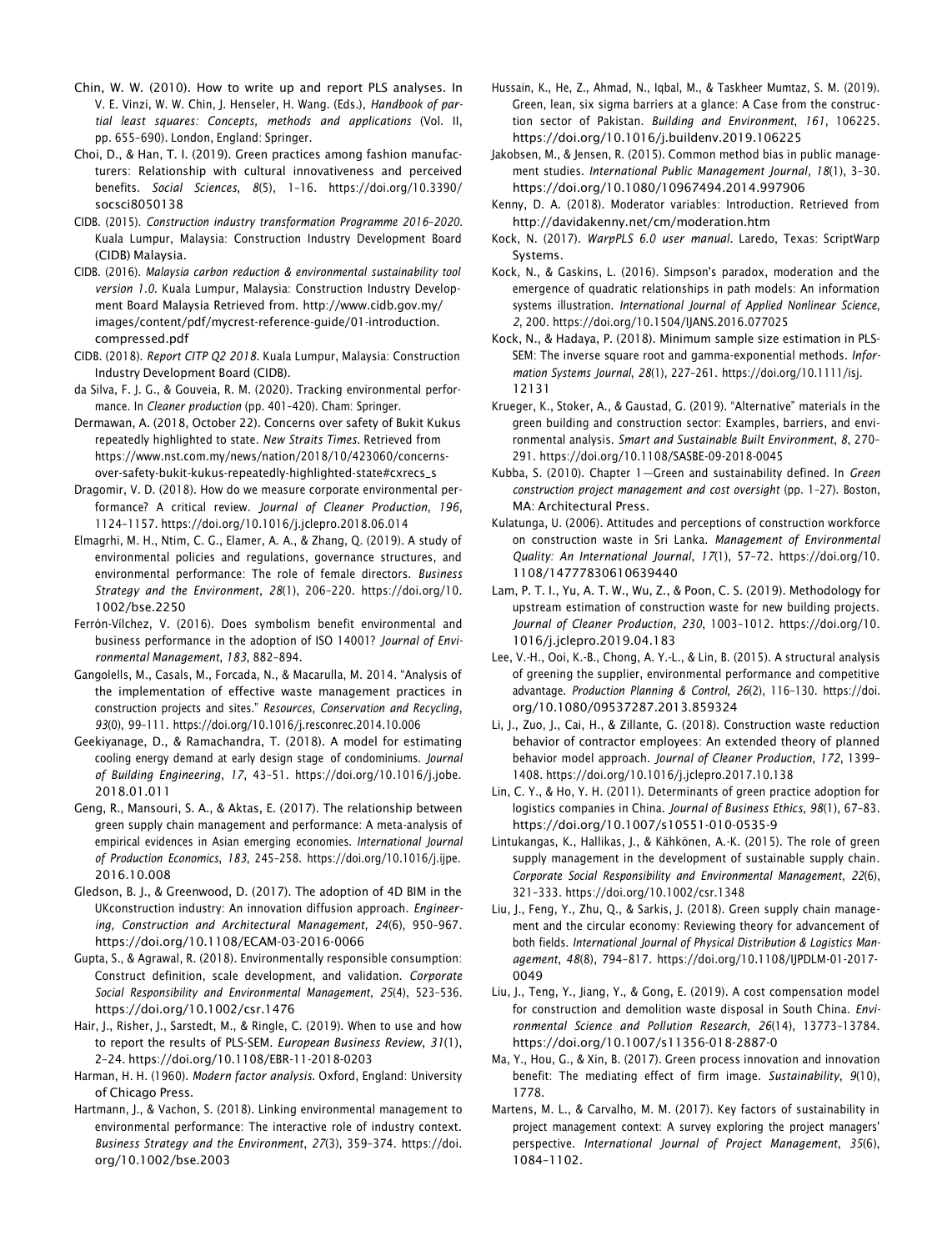Chin, W. W. (2010). How to write up and report PLS analyses. In V. E. Vinzi, W. W. Chin, J. Henseler, H. Wang. (Eds.), *Handbook of partial least squares: Concepts, methods and applications* (Vol. II, pp. 655–690). London, England: Springer.

Choi, D., & Han, T. I. (2019). Green practices among fashion manufacturers: Relationship with cultural innovativeness and perceived benefits. *Social Sciences*, *8*(5), 1–16. https://doi.org/10.3390/socsci8050138

CIDB. (2015). *Construction industry transformation Programme 2016–2020*. Kuala Lumpur, Malaysia: Construction Industry Development Board (CIDB) Malaysia.

CIDB. (2016). *Malaysia carbon reduction & environmental sustainability tool version 1.0*. Kuala Lumpur, Malaysia: Construction Industry Development Board Malaysia Retrieved from. http://www.cidb.gov.my/images/content/pdf/mycrest-reference-guide/01-introduction.compressed.pdf

CIDB. (2018). *Report CITP Q2 2018*. Kuala Lumpur, Malaysia: Construction Industry Development Board (CIDB).

da Silva, F. J. G., & Gouveia, R. M. (2020). Tracking environmental performance. In *Cleaner production* (pp. 401–420). Cham: Springer.

Dermawan, A. (2018, October 22). Concerns over safety of Bukit Kukus repeatedly highlighted to state. *New Straits Times*. Retrieved from https://www.nst.com.my/news/nation/2018/10/423060/concerns-over-safety-bukit-kukus-repeatedly-highlighted-state#cxrecs_s

Dragomir, V. D. (2018). How do we measure corporate environmental performance? A critical review. *Journal of Cleaner Production*, *196*, 1124–1157. https://doi.org/10.1016/j.jclepro.2018.06.014

Elmagrhi, M. H., Ntim, C. G., Elamer, A. A., & Zhang, Q. (2019). A study of environmental policies and regulations, governance structures, and environmental performance: The role of female directors. *Business Strategy and the Environment*, *28*(1), 206–220. https://doi.org/10.1002/bse.2250

Ferrón-Vílchez, V. (2016). Does symbolism benefit environmental and business performance in the adoption of ISO 14001? *Journal of Environmental Management*, *183*, 882–894.

Gangolells, M., Casals, M., Forcada, N., & Macarulla, M. 2014. "Analysis of the implementation of effective waste management practices in construction projects and sites." *Resources, Conservation and Recycling*, *93*(0), 99–111. https://doi.org/10.1016/j.resconrec.2014.10.006

Geekiyanage, D., & Ramachandra, T. (2018). A model for estimating cooling energy demand at early design stage of condominiums. *Journal of Building Engineering*, *17*, 43–51. https://doi.org/10.1016/j.jobe.2018.01.011

Geng, R., Mansouri, S. A., & Aktas, E. (2017). The relationship between green supply chain management and performance: A meta-analysis of empirical evidences in Asian emerging economies. *International Journal of Production Economics*, *183*, 245–258. https://doi.org/10.1016/j.ijpe.2016.10.008

Gledson, B. J., & Greenwood, D. (2017). The adoption of 4D BIM in the UKconstruction industry: An innovation diffusion approach. *Engineering, Construction and Architectural Management*, *24*(6), 950–967. https://doi.org/10.1108/ECAM-03-2016-0066

Gupta, S., & Agrawal, R. (2018). Environmentally responsible consumption: Construct definition, scale development, and validation. *Corporate Social Responsibility and Environmental Management*, *25*(4), 523–536. https://doi.org/10.1002/csr.1476

Hair, J., Risher, J., Sarstedt, M., & Ringle, C. (2019). When to use and how to report the results of PLS-SEM. *European Business Review*, *31*(1), 2–24. https://doi.org/10.1108/EBR-11-2018-0203

Harman, H. H. (1960). *Modern factor analysis*. Oxford, England: University of Chicago Press.

Hartmann, J., & Vachon, S. (2018). Linking environmental management to environmental performance: The interactive role of industry context. *Business Strategy and the Environment*, *27*(3), 359–374. https://doi.org/10.1002/bse.2003

Hussain, K., He, Z., Ahmad, N., Iqbal, M., & Taskheer Mumtaz, S. M. (2019). Green, lean, six sigma barriers at a glance: A Case from the construction sector of Pakistan. *Building and Environment*, *161*, 106225. https://doi.org/10.1016/j.buildenv.2019.106225

Jakobsen, M., & Jensen, R. (2015). Common method bias in public management studies. *International Public Management Journal*, *18*(1), 3–30. https://doi.org/10.1080/10967494.2014.997906

Kenny, D. A. (2018). Moderator variables: Introduction. Retrieved from http://davidakenny.net/cm/moderation.htm

Kock, N. (2017). *WarpPLS 6.0 user manual*. Laredo, Texas: ScriptWarp Systems.

Kock, N., & Gaskins, L. (2016). Simpson's paradox, moderation and the emergence of quadratic relationships in path models: An information systems illustration. *International Journal of Applied Nonlinear Science*, *2*, 200. https://doi.org/10.1504/IJANS.2016.077025

Kock, N., & Hadaya, P. (2018). Minimum sample size estimation in PLS-SEM: The inverse square root and gamma-exponential methods. *Information Systems Journal*, *28*(1), 227–261. https://doi.org/10.1111/isj.12131

Krueger, K., Stoker, A., & Gaustad, G. (2019). "Alternative" materials in the green building and construction sector: Examples, barriers, and environmental analysis. *Smart and Sustainable Built Environment*, *8*, 270–291. https://doi.org/10.1108/SASBE-09-2018-0045

Kubba, S. (2010). Chapter 1—Green and sustainability defined. In *Green construction project management and cost oversight* (pp. 1–27). Boston, MA: Architectural Press.

Kulatunga, U. (2006). Attitudes and perceptions of construction workforce on construction waste in Sri Lanka. *Management of Environmental Quality: An International Journal*, *17*(1), 57–72. https://doi.org/10.1108/14777830610639440

Lam, P. T. I., Yu, A. T. W., Wu, Z., & Poon, C. S. (2019). Methodology for upstream estimation of construction waste for new building projects. *Journal of Cleaner Production*, *230*, 1003–1012. https://doi.org/10.1016/j.jclepro.2019.04.183

Lee, V.-H., Ooi, K.-B., Chong, A. Y.-L., & Lin, B. (2015). A structural analysis of greening the supplier, environmental performance and competitive advantage. *Production Planning & Control*, *26*(2), 116–130. https://doi.org/10.1080/09537287.2013.859324

Li, J., Zuo, J., Cai, H., & Zillante, G. (2018). Construction waste reduction behavior of contractor employees: An extended theory of planned behavior model approach. *Journal of Cleaner Production*, *172*, 1399–1408. https://doi.org/10.1016/j.jclepro.2017.10.138

Lin, C. Y., & Ho, Y. H. (2011). Determinants of green practice adoption for logistics companies in China. *Journal of Business Ethics*, *98*(1), 67–83. https://doi.org/10.1007/s10551-010-0535-9

Lintukangas, K., Hallikas, J., & Kähkönen, A.-K. (2015). The role of green supply management in the development of sustainable supply chain. *Corporate Social Responsibility and Environmental Management*, *22*(6), 321–333. https://doi.org/10.1002/csr.1348

Liu, J., Feng, Y., Zhu, Q., & Sarkis, J. (2018). Green supply chain management and the circular economy: Reviewing theory for advancement of both fields. *International Journal of Physical Distribution & Logistics Management*, *48*(8), 794–817. https://doi.org/10.1108/IJPDLM-01-2017-0049

Liu, J., Teng, Y., Jiang, Y., & Gong, E. (2019). A cost compensation model for construction and demolition waste disposal in South China. *Environmental Science and Pollution Research*, *26*(14), 13773–13784. https://doi.org/10.1007/s11356-018-2887-0

Ma, Y., Hou, G., & Xin, B. (2017). Green process innovation and innovation benefit: The mediating effect of firm image. *Sustainability*, *9*(10), 1778.

Martens, M. L., & Carvalho, M. M. (2017). Key factors of sustainability in project management context: A survey exploring the project managers' perspective. *International Journal of Project Management*, *35*(6), 1084–1102.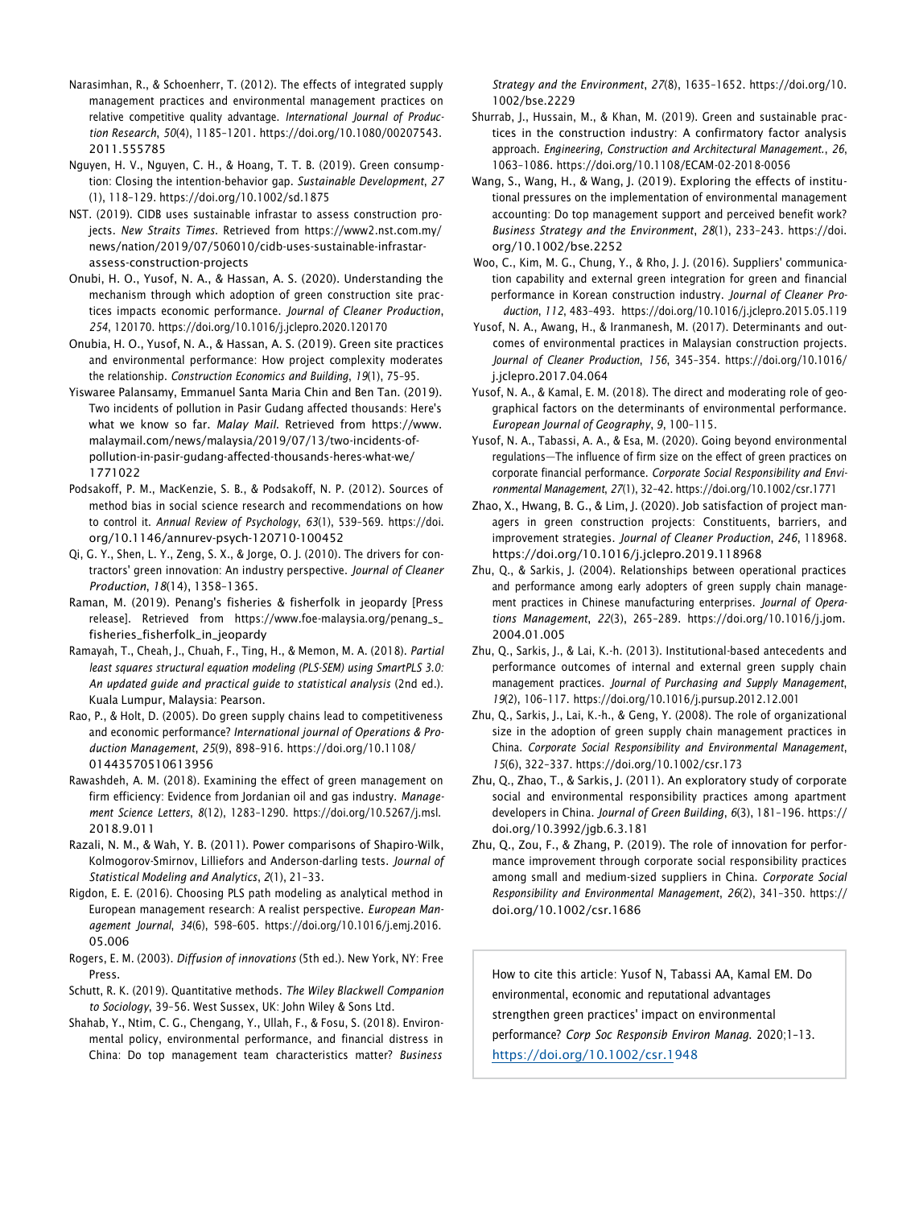Narasimhan, R., & Schoenherr, T. (2012). The effects of integrated supply management practices and environmental management practices on relative competitive quality advantage. *International Journal of Production Research*, *50*(4), 1185–1201. https://doi.org/10.1080/00207543.2011.555785

Nguyen, H. V., Nguyen, C. H., & Hoang, T. T. B. (2019). Green consumption: Closing the intention-behavior gap. *Sustainable Development*, *27*(1), 118–129. https://doi.org/10.1002/sd.1875

NST. (2019). CIDB uses sustainable infrastar to assess construction projects. *New Straits Times*. Retrieved from https://www2.nst.com.my/news/nation/2019/07/506010/cidb-uses-sustainable-infrastar-assess-construction-projects

Onubi, H. O., Yusof, N. A., & Hassan, A. S. (2020). Understanding the mechanism through which adoption of green construction site practices impacts economic performance. *Journal of Cleaner Production*, *254*, 120170. https://doi.org/10.1016/j.jclepro.2020.120170

Onubia, H. O., Yusof, N. A., & Hassan, A. S. (2019). Green site practices and environmental performance: How project complexity moderates the relationship. *Construction Economics and Building*, *19*(1), 75–95.

Yiswaree Palansamy, Emmanuel Santa Maria Chin and Ben Tan. (2019). Two incidents of pollution in Pasir Gudang affected thousands: Here's what we know so far. *Malay Mail*. Retrieved from https://www.malaymail.com/news/malaysia/2019/07/13/two-incidents-of-pollution-in-pasir-gudang-affected-thousands-heres-what-we/1771022

Podsakoff, P. M., MacKenzie, S. B., & Podsakoff, N. P. (2012). Sources of method bias in social science research and recommendations on how to control it. *Annual Review of Psychology*, *63*(1), 539–569. https://doi.org/10.1146/annurev-psych-120710-100452

Qi, G. Y., Shen, L. Y., Zeng, S. X., & Jorge, O. J. (2010). The drivers for contractors' green innovation: An industry perspective. *Journal of Cleaner Production*, *18*(14), 1358–1365.

Raman, M. (2019). Penang's fisheries & fisherfolk in jeopardy [Press release]. Retrieved from https://www.foe-malaysia.org/penang_s_fisheries_fisherfolk_in_jeopardy

Ramayah, T., Cheah, J., Chuah, F., Ting, H., & Memon, M. A. (2018). *Partial least squares structural equation modeling (PLS-SEM) using SmartPLS 3.0: An updated guide and practical guide to statistical analysis* (2nd ed.). Kuala Lumpur, Malaysia: Pearson.

Rao, P., & Holt, D. (2005). Do green supply chains lead to competitiveness and economic performance? *International journal of Operations & Production Management*, *25*(9), 898–916. https://doi.org/10.1108/01443570510613956

Rawashdeh, A. M. (2018). Examining the effect of green management on firm efficiency: Evidence from Jordanian oil and gas industry. *Management Science Letters*, *8*(12), 1283–1290. https://doi.org/10.5267/j.msl.2018.9.011

Razali, N. M., & Wah, Y. B. (2011). Power comparisons of Shapiro-Wilk, Kolmogorov-Smirnov, Lilliefors and Anderson-darling tests. *Journal of Statistical Modeling and Analytics*, *2*(1), 21–33.

Rigdon, E. E. (2016). Choosing PLS path modeling as analytical method in European management research: A realist perspective. *European Management Journal*, *34*(6), 598–605. https://doi.org/10.1016/j.emj.2016.05.006

Rogers, E. M. (2003). *Diffusion of innovations* (5th ed.). New York, NY: Free Press.

Schutt, R. K. (2019). Quantitative methods. *The Wiley Blackwell Companion to Sociology*, 39–56. West Sussex, UK: John Wiley & Sons Ltd.

Shahab, Y., Ntim, C. G., Chengang, Y., Ullah, F., & Fosu, S. (2018). Environmental policy, environmental performance, and financial distress in China: Do top management team characteristics matter? *Business Strategy and the Environment*, *27*(8), 1635–1652. https://doi.org/10.1002/bse.2229

Shurrab, J., Hussain, M., & Khan, M. (2019). Green and sustainable practices in the construction industry: A confirmatory factor analysis approach. *Engineering, Construction and Architectural Management.*, *26*, 1063–1086. https://doi.org/10.1108/ECAM-02-2018-0056

Wang, S., Wang, H., & Wang, J. (2019). Exploring the effects of institutional pressures on the implementation of environmental management accounting: Do top management support and perceived benefit work? *Business Strategy and the Environment*, *28*(1), 233–243. https://doi.org/10.1002/bse.2252

Woo, C., Kim, M. G., Chung, Y., & Rho, J. J. (2016). Suppliers' communication capability and external green integration for green and financial performance in Korean construction industry. *Journal of Cleaner Production*, *112*, 483–493. https://doi.org/10.1016/j.jclepro.2015.05.119

Yusof, N. A., Awang, H., & Iranmanesh, M. (2017). Determinants and outcomes of environmental practices in Malaysian construction projects. *Journal of Cleaner Production*, *156*, 345–354. https://doi.org/10.1016/j.jclepro.2017.04.064

Yusof, N. A., & Kamal, E. M. (2018). The direct and moderating role of geographical factors on the determinants of environmental performance. *European Journal of Geography*, *9*, 100–115.

Yusof, N. A., Tabassi, A. A., & Esa, M. (2020). Going beyond environmental regulations—The influence of firm size on the effect of green practices on corporate financial performance. *Corporate Social Responsibility and Environmental Management*, *27*(1), 32–42. https://doi.org/10.1002/csr.1771

Zhao, X., Hwang, B. G., & Lim, J. (2020). Job satisfaction of project managers in green construction projects: Constituents, barriers, and improvement strategies. *Journal of Cleaner Production*, *246*, 118968. https://doi.org/10.1016/j.jclepro.2019.118968

Zhu, Q., & Sarkis, J. (2004). Relationships between operational practices and performance among early adopters of green supply chain management practices in Chinese manufacturing enterprises. *Journal of Operations Management*, *22*(3), 265–289. https://doi.org/10.1016/j.jom.2004.01.005

Zhu, Q., Sarkis, J., & Lai, K.-h. (2013). Institutional-based antecedents and performance outcomes of internal and external green supply chain management practices. *Journal of Purchasing and Supply Management*, *19*(2), 106–117. https://doi.org/10.1016/j.pursup.2012.12.001

Zhu, Q., Sarkis, J., Lai, K.-h., & Geng, Y. (2008). The role of organizational size in the adoption of green supply chain management practices in China. *Corporate Social Responsibility and Environmental Management*, *15*(6), 322–337. https://doi.org/10.1002/csr.173

Zhu, Q., Zhao, T., & Sarkis, J. (2011). An exploratory study of corporate social and environmental responsibility practices among apartment developers in China. *Journal of Green Building*, *6*(3), 181–196. https://doi.org/10.3992/jgb.6.3.181

Zhu, Q., Zou, F., & Zhang, P. (2019). The role of innovation for performance improvement through corporate social responsibility practices among small and medium-sized suppliers in China. *Corporate Social Responsibility and Environmental Management*, *26*(2), 341–350. https://doi.org/10.1002/csr.1686

How to cite this article: Yusof N, Tabassi AA, Kamal EM. Do environmental, economic and reputational advantages strengthen green practices' impact on environmental performance? *Corp Soc Responsib Environ Manag*. 2020;1–13. https://doi.org/10.1002/csr.1948